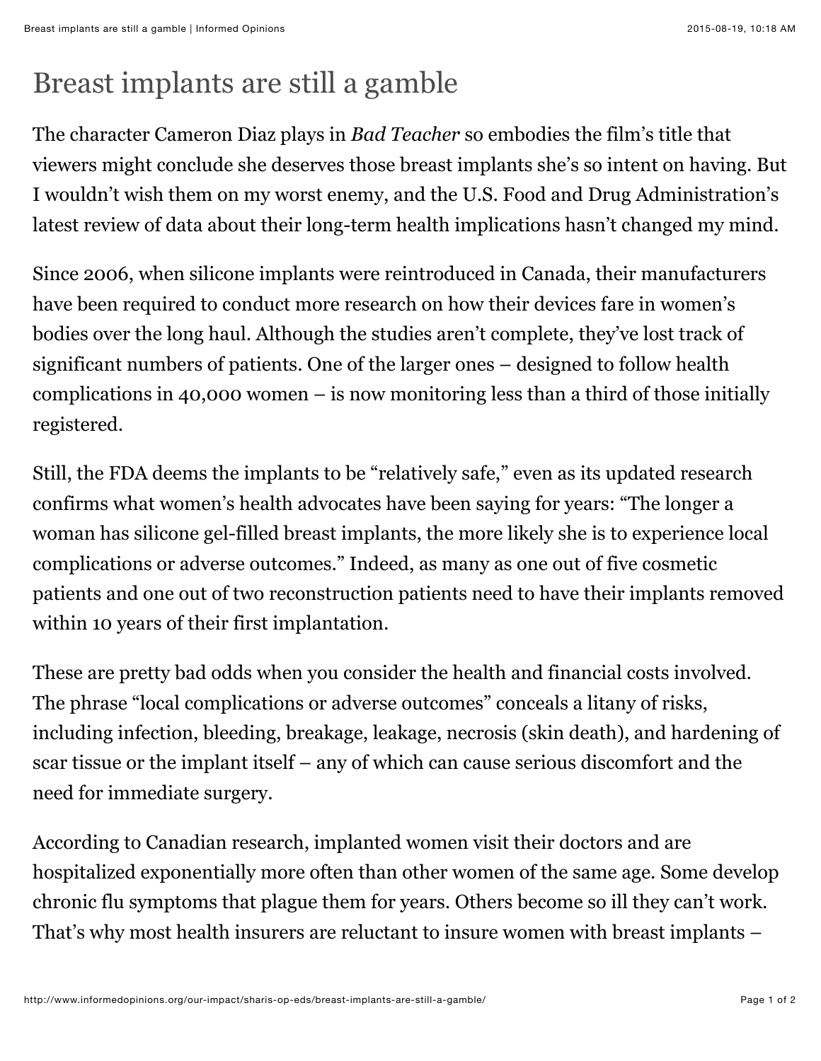# Breast implants are still a gamble

The character Cameron Diaz plays in *Bad Teacher* so embodies the film's title that viewers might conclude she deserves those breast implants she's so intent on having. But I wouldn't wish them on my worst enemy, and the U.S. Food and Drug Administration's latest review of data about their long-term health implications hasn't changed my mind.

Since 2006, when silicone implants were reintroduced in Canada, their manufacturers have been required to conduct more research on how their devices fare in women's bodies over the long haul. Although the studies aren't complete, they've lost track of significant numbers of patients. One of the larger ones – designed to follow health complications in 40,000 women – is now monitoring less than a third of those initially registered.

Still, the FDA deems the implants to be "relatively safe," even as its updated research confirms what women's health advocates have been saying for years: "The longer a woman has silicone gel-filled breast implants, the more likely she is to experience local complications or adverse outcomes." Indeed, as many as one out of five cosmetic patients and one out of two reconstruction patients need to have their implants removed within 10 years of their first implantation.

These are pretty bad odds when you consider the health and financial costs involved. The phrase "local complications or adverse outcomes" conceals a litany of risks, including infection, bleeding, breakage, leakage, necrosis (skin death), and hardening of scar tissue or the implant itself – any of which can cause serious discomfort and the need for immediate surgery.

According to Canadian research, implanted women visit their doctors and are hospitalized exponentially more often than other women of the same age. Some develop chronic flu symptoms that plague them for years. Others become so ill they can't work. That's why most health insurers are reluctant to insure women with breast implants –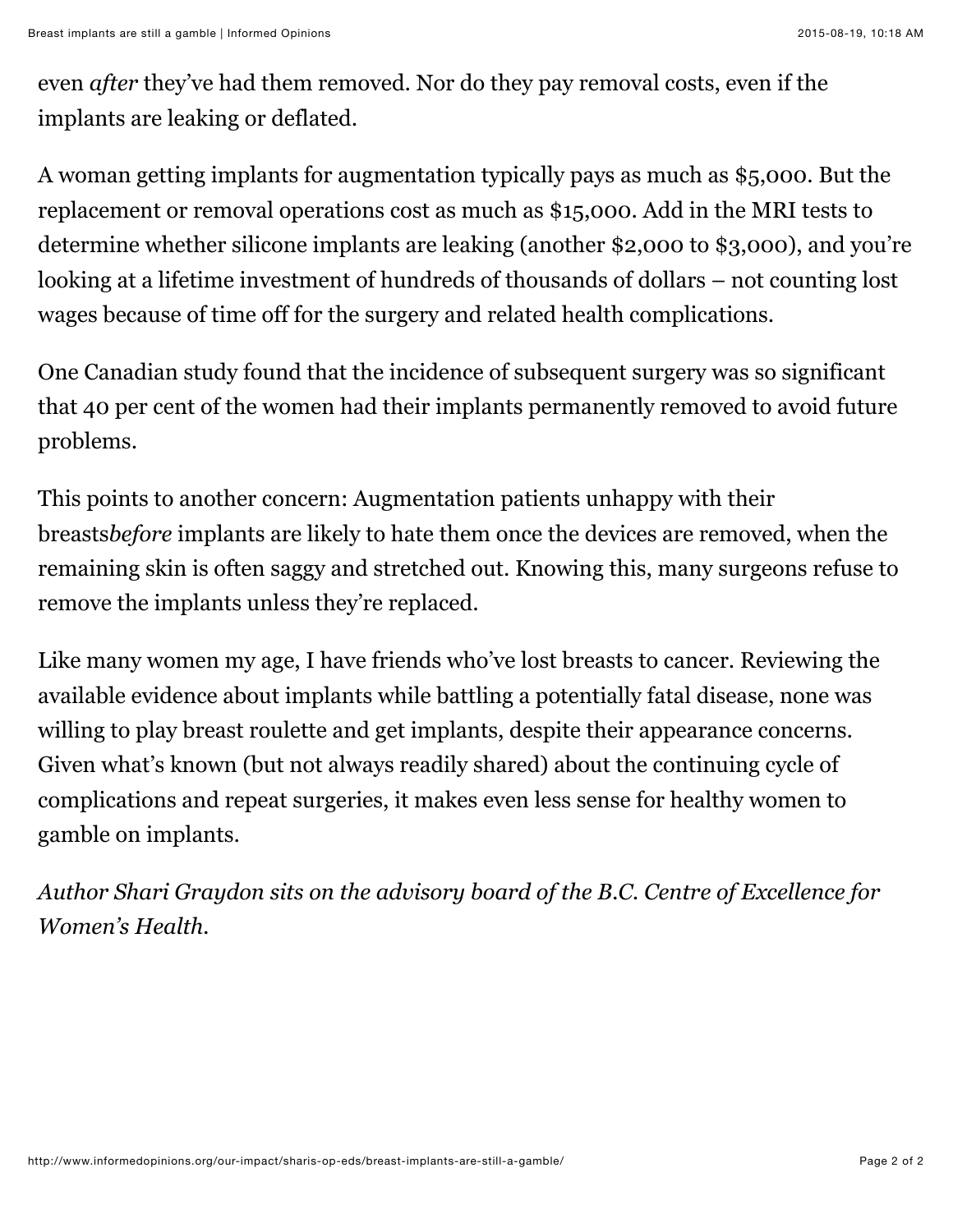even *after* they've had them removed. Nor do they pay removal costs, even if the implants are leaking or deflated.

A woman getting implants for augmentation typically pays as much as $5,000. But the replacement or removal operations cost as much as $15,000. Add in the MRI tests to determine whether silicone implants are leaking (another $2,000 to $3,000), and you're looking at a lifetime investment of hundreds of thousands of dollars – not counting lost wages because of time off for the surgery and related health complications.

One Canadian study found that the incidence of subsequent surgery was so significant that 40 per cent of the women had their implants permanently removed to avoid future problems.

This points to another concern: Augmentation patients unhappy with their breasts*before* implants are likely to hate them once the devices are removed, when the remaining skin is often saggy and stretched out. Knowing this, many surgeons refuse to remove the implants unless they're replaced.

Like many women my age, I have friends who've lost breasts to cancer. Reviewing the available evidence about implants while battling a potentially fatal disease, none was willing to play breast roulette and get implants, despite their appearance concerns. Given what's known (but not always readily shared) about the continuing cycle of complications and repeat surgeries, it makes even less sense for healthy women to gamble on implants.

*Author Shari Graydon sits on the advisory board of the B.C. Centre of Excellence for Women's Health.*